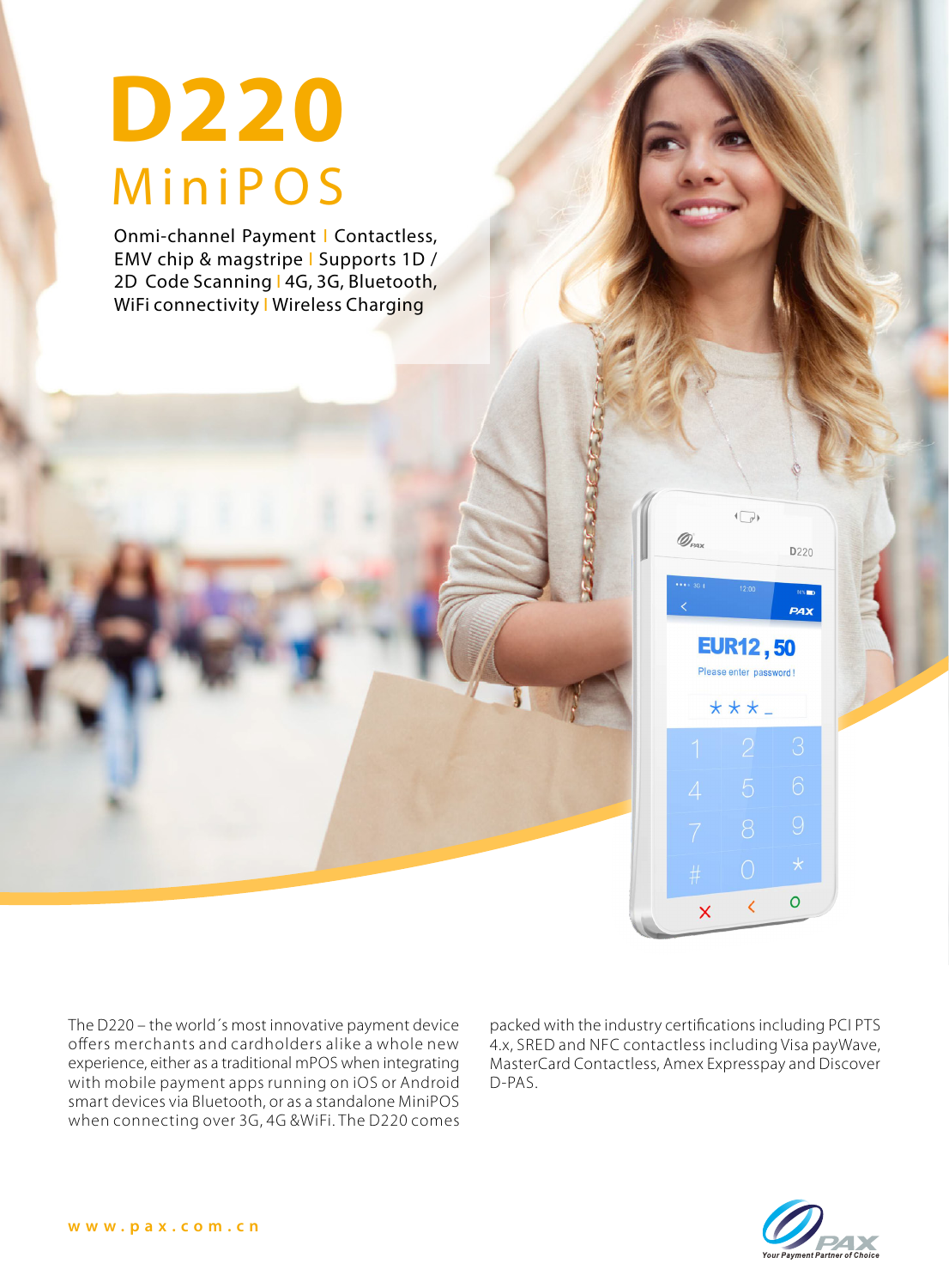# D220

## MiniPOS

Onmi-channel Payment | Contactless, EMV chip & magstripe | Supports 1D / 2D Code Scanning | 4G, 3G, Bluetooth, WiFi connectivity | Wireless Charging

The D220 – the world´s most innovative payment device offers merchants and cardholders alike a whole new experience, either as a traditional mPOS when integrating with mobile payment apps running on iOS or Android smart devices via Bluetooth, or as a standalone MiniPOS when connecting over 3G, 4G &WiFi. The D220 comes packed with the industry certifications including PCI PTS 4.x, SRED and NFC contactless including Visa payWave, MasterCard Contactless, Amex Expresspay and Discover D-PAS.

www.pax.com.cn

PAX Your Payment Partner of Choice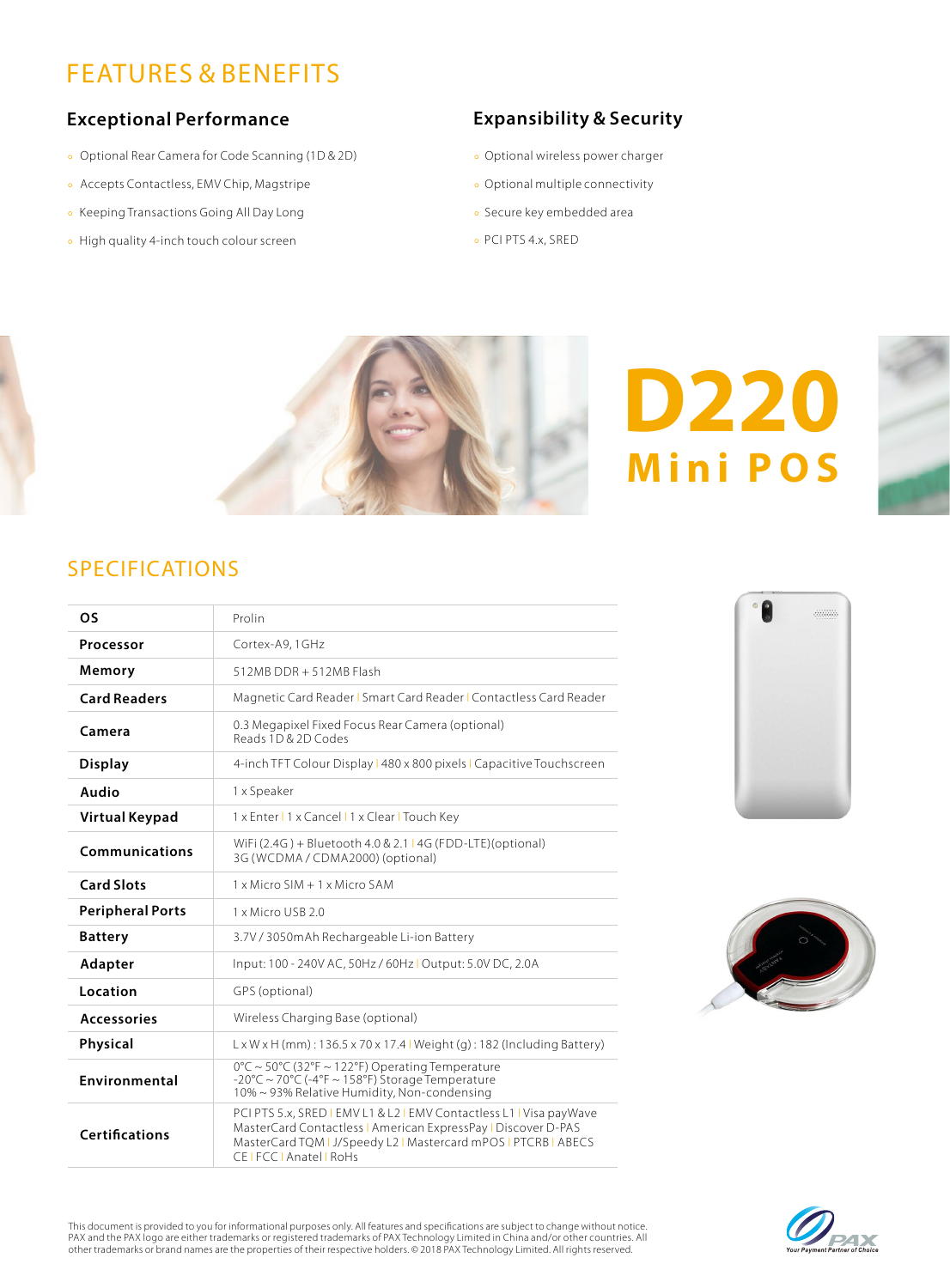# FEATURES & BENEFITS

## Exceptional Performance

- Optional Rear Camera for Code Scanning (1D & 2D)
- Accepts Contactless, EMV Chip, Magstripe
- Keeping Transactions Going All Day Long
- High quality 4-inch touch colour screen

## Expansibility & Security

- Optional wireless power charger
- Optional multiple connectivity
- Secure key embedded area
- PCI PTS 4.x, SRED

# D220

## Mini POS

# SPECIFICATIONS

| | |
|---|---|
| **OS** | Prolin |
| **Processor** | Cortex-A9, 1GHz |
| **Memory** | 512MB DDR + 512MB Flash |
| **Card Readers** | Magnetic Card Reader \| Smart Card Reader \| Contactless Card Reader |
| **Camera** | 0.3 Megapixel Fixed Focus Rear Camera (optional)<br>Reads 1D & 2D Codes |
| **Display** | 4-inch TFT Colour Display \| 480 x 800 pixels \| Capacitive Touchscreen |
| **Audio** | 1 x Speaker |
| **Virtual Keypad** | 1 x Enter \| 1 x Cancel \| 1 x Clear \| Touch Key |
| **Communications** | WiFi (2.4G ) + Bluetooth 4.0 & 2.1 \| 4G (FDD-LTE)(optional)<br>3G (WCDMA / CDMA2000) (optional) |
| **Card Slots** | 1 x Micro SIM + 1 x Micro SAM |
| **Peripheral Ports** | 1 x Micro USB 2.0 |
| **Battery** | 3.7V / 3050mAh Rechargeable Li-ion Battery |
| **Adapter** | Input: 100 - 240V AC, 50Hz / 60Hz \| Output: 5.0V DC, 2.0A |
| **Location** | GPS (optional) |
| **Accessories** | Wireless Charging Base (optional) |
| **Physical** | L x W x H (mm) : 136.5 x 70 x 17.4 \| Weight (g) : 182 (Including Battery) |
| **Environmental** | 0°C ~ 50°C (32°F ~ 122°F) Operating Temperature<br>-20°C ~ 70°C (-4°F ~ 158°F) Storage Temperature<br>10% ~ 93% Relative Humidity, Non-condensing |
| **Certifications** | PCI PTS 5.x, SRED \| EMV L1 & L2 \| EMV Contactless L1 \| Visa payWave<br>MasterCard Contactless \| American ExpressPay \| Discover D-PAS<br>MasterCard TQM \| J/Speedy L2 \| Mastercard mPOS \| PTCRB \| ABECS<br>CE \| FCC \| Anatel \| RoHs |

This document is provided to you for informational purposes only. All features and specifications are subject to change without notice. PAX and the PAX logo are either trademarks or registered trademarks of PAX Technology Limited in China and/or other countries. All other trademarks or brand names are the properties of their respective holders. © 2018 PAX Technology Limited. All rights reserved.

PAX
Your Payment Partner of Choice